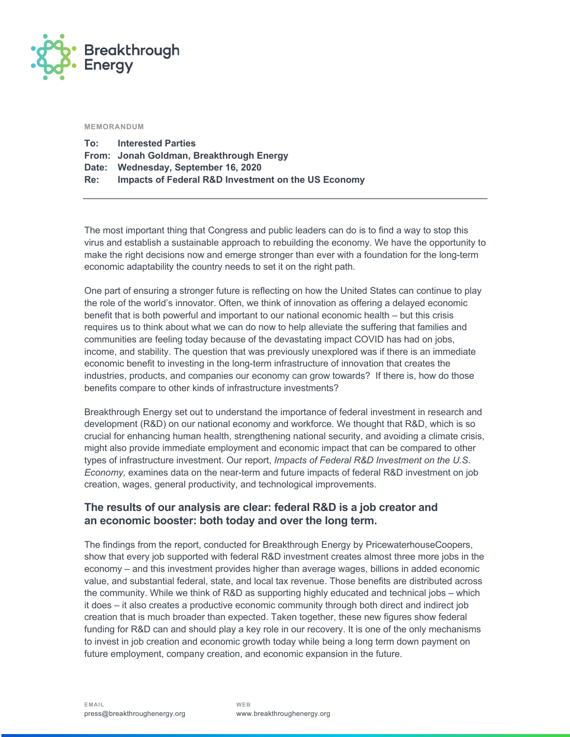Breakthrough Energy

**MEMORANDUM**

**To:** Interested Parties
**From:** Jonah Goldman, Breakthrough Energy
**Date:** Wednesday, September 16, 2020
**Re:** Impacts of Federal R&D Investment on the US Economy

---

The most important thing that Congress and public leaders can do is to find a way to stop this virus and establish a sustainable approach to rebuilding the economy. We have the opportunity to make the right decisions now and emerge stronger than ever with a foundation for the long-term economic adaptability the country needs to set it on the right path.

One part of ensuring a stronger future is reflecting on how the United States can continue to play the role of the world's innovator. Often, we think of innovation as offering a delayed economic benefit that is both powerful and important to our national economic health – but this crisis requires us to think about what we can do now to help alleviate the suffering that families and communities are feeling today because of the devastating impact COVID has had on jobs, income, and stability. The question that was previously unexplored was if there is an immediate economic benefit to investing in the long-term infrastructure of innovation that creates the industries, products, and companies our economy can grow towards? If there is, how do those benefits compare to other kinds of infrastructure investments?

Breakthrough Energy set out to understand the importance of federal investment in research and development (R&D) on our national economy and workforce. We thought that R&D, which is so crucial for enhancing human health, strengthening national security, and avoiding a climate crisis, might also provide immediate employment and economic impact that can be compared to other types of infrastructure investment. Our report, *Impacts of Federal R&D Investment on the U.S. Economy,* examines data on the near-term and future impacts of federal R&D investment on job creation, wages, general productivity, and technological improvements.

### The results of our analysis are clear: federal R&D is a job creator and an economic booster: both today and over the long term.

The findings from the report, conducted for Breakthrough Energy by PricewaterhouseCoopers, show that every job supported with federal R&D investment creates almost three more jobs in the economy – and this investment provides higher than average wages, billions in added economic value, and substantial federal, state, and local tax revenue. Those benefits are distributed across the community. While we think of R&D as supporting highly educated and technical jobs – which it does – it also creates a productive economic community through both direct and indirect job creation that is much broader than expected. Taken together, these new figures show federal funding for R&D can and should play a key role in our recovery. It is one of the only mechanisms to invest in job creation and economic growth today while being a long term down payment on future employment, company creation, and economic expansion in the future.

**EMAIL**
press@breakthroughenergy.org

**WEB**
www.breakthroughenergy.org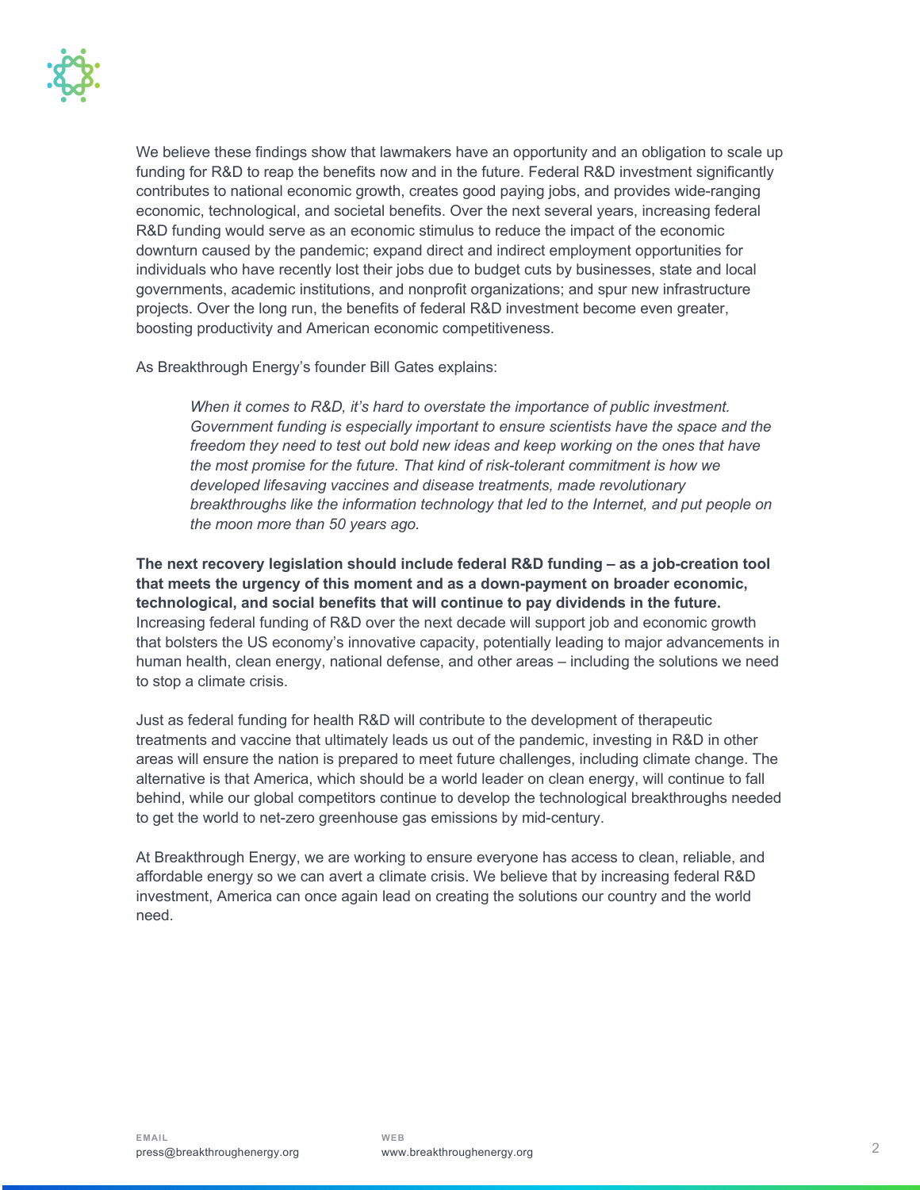We believe these findings show that lawmakers have an opportunity and an obligation to scale up funding for R&D to reap the benefits now and in the future. Federal R&D investment significantly contributes to national economic growth, creates good paying jobs, and provides wide-ranging economic, technological, and societal benefits. Over the next several years, increasing federal R&D funding would serve as an economic stimulus to reduce the impact of the economic downturn caused by the pandemic; expand direct and indirect employment opportunities for individuals who have recently lost their jobs due to budget cuts by businesses, state and local governments, academic institutions, and nonprofit organizations; and spur new infrastructure projects. Over the long run, the benefits of federal R&D investment become even greater, boosting productivity and American economic competitiveness.

As Breakthrough Energy's founder Bill Gates explains:

> *When it comes to R&D, it's hard to overstate the importance of public investment. Government funding is especially important to ensure scientists have the space and the freedom they need to test out bold new ideas and keep working on the ones that have the most promise for the future. That kind of risk-tolerant commitment is how we developed lifesaving vaccines and disease treatments, made revolutionary breakthroughs like the information technology that led to the Internet, and put people on the moon more than 50 years ago.*

**The next recovery legislation should include federal R&D funding – as a job-creation tool that meets the urgency of this moment and as a down-payment on broader economic, technological, and social benefits that will continue to pay dividends in the future.** Increasing federal funding of R&D over the next decade will support job and economic growth that bolsters the US economy's innovative capacity, potentially leading to major advancements in human health, clean energy, national defense, and other areas – including the solutions we need to stop a climate crisis.

Just as federal funding for health R&D will contribute to the development of therapeutic treatments and vaccine that ultimately leads us out of the pandemic, investing in R&D in other areas will ensure the nation is prepared to meet future challenges, including climate change. The alternative is that America, which should be a world leader on clean energy, will continue to fall behind, while our global competitors continue to develop the technological breakthroughs needed to get the world to net-zero greenhouse gas emissions by mid-century.

At Breakthrough Energy, we are working to ensure everyone has access to clean, reliable, and affordable energy so we can avert a climate crisis. We believe that by increasing federal R&D investment, America can once again lead on creating the solutions our country and the world need.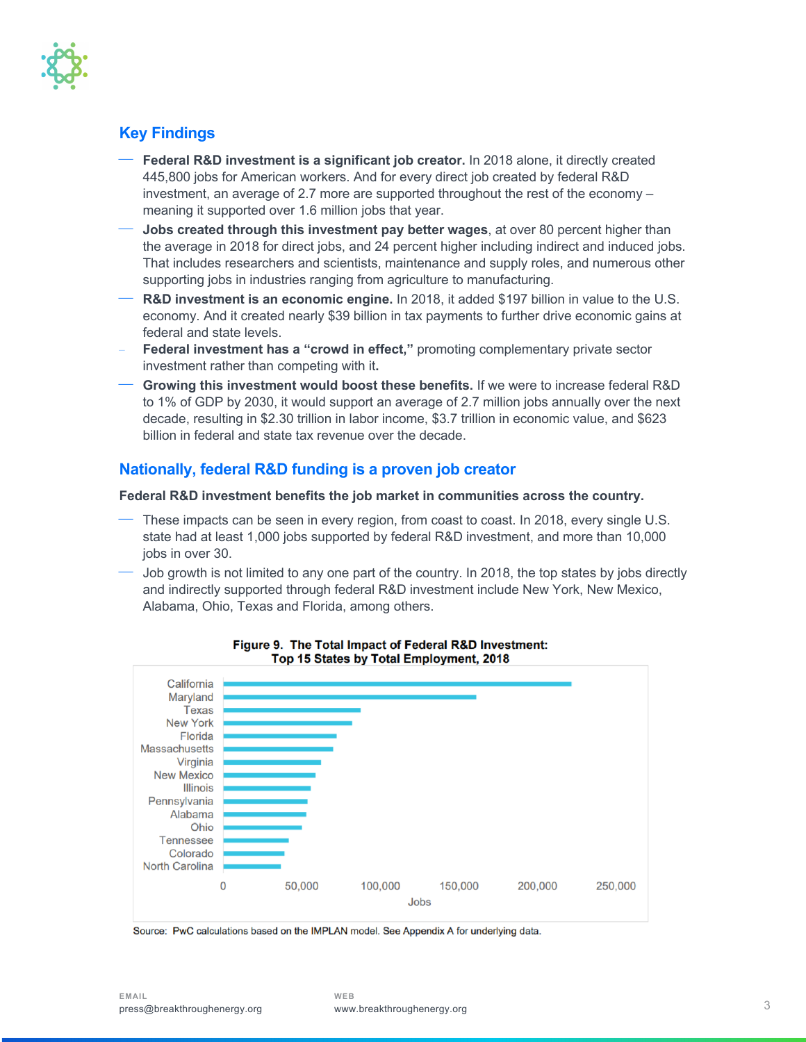## Key Findings

- **Federal R&D investment is a significant job creator.** In 2018 alone, it directly created 445,800 jobs for American workers. And for every direct job created by federal R&D investment, an average of 2.7 more are supported throughout the rest of the economy – meaning it supported over 1.6 million jobs that year.
- **Jobs created through this investment pay better wages**, at over 80 percent higher than the average in 2018 for direct jobs, and 24 percent higher including indirect and induced jobs. That includes researchers and scientists, maintenance and supply roles, and numerous other supporting jobs in industries ranging from agriculture to manufacturing.
- **R&D investment is an economic engine.** In 2018, it added $197 billion in value to the U.S. economy. And it created nearly $39 billion in tax payments to further drive economic gains at federal and state levels.
- **Federal investment has a "crowd in effect,"** promoting complementary private sector investment rather than competing with it**.**
- **Growing this investment would boost these benefits.** If we were to increase federal R&D to 1% of GDP by 2030, it would support an average of 2.7 million jobs annually over the next decade, resulting in $2.30 trillion in labor income, $3.7 trillion in economic value, and $623 billion in federal and state tax revenue over the decade.

## Nationally, federal R&D funding is a proven job creator

**Federal R&D investment benefits the job market in communities across the country.**

- These impacts can be seen in every region, from coast to coast. In 2018, every single U.S. state had at least 1,000 jobs supported by federal R&D investment, and more than 10,000 jobs in over 30.
- Job growth is not limited to any one part of the country. In 2018, the top states by jobs directly and indirectly supported through federal R&D investment include New York, New Mexico, Alabama, Ohio, Texas and Florida, among others.

**Figure 9. The Total Impact of Federal R&D Investment: Top 15 States by Total Employment, 2018**

States shown (in descending order of jobs): California, Maryland, Texas, New York, Florida, Massachusetts, Virginia, New Mexico, Illinois, Pennsylvania, Alabama, Ohio, Tennessee, Colorado, North Carolina

Source: PwC calculations based on the IMPLAN model. See Appendix A for underlying data.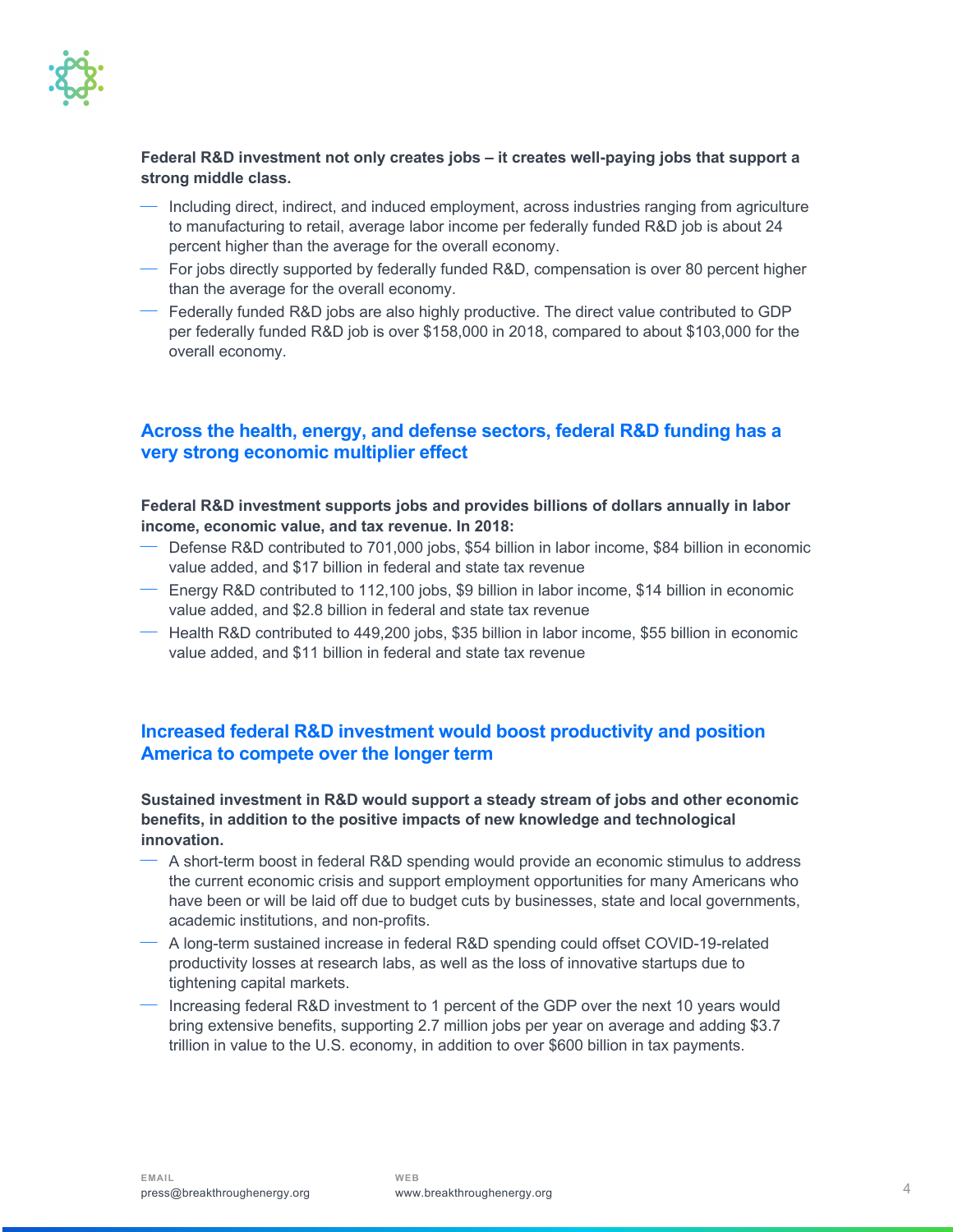**Federal R&D investment not only creates jobs – it creates well-paying jobs that support a strong middle class.**

- Including direct, indirect, and induced employment, across industries ranging from agriculture to manufacturing to retail, average labor income per federally funded R&D job is about 24 percent higher than the average for the overall economy.
- For jobs directly supported by federally funded R&D, compensation is over 80 percent higher than the average for the overall economy.
- Federally funded R&D jobs are also highly productive. The direct value contributed to GDP per federally funded R&D job is over $158,000 in 2018, compared to about $103,000 for the overall economy.

## Across the health, energy, and defense sectors, federal R&D funding has a very strong economic multiplier effect

**Federal R&D investment supports jobs and provides billions of dollars annually in labor income, economic value, and tax revenue. In 2018:**

- Defense R&D contributed to 701,000 jobs, $54 billion in labor income, $84 billion in economic value added, and $17 billion in federal and state tax revenue
- Energy R&D contributed to 112,100 jobs, $9 billion in labor income, $14 billion in economic value added, and $2.8 billion in federal and state tax revenue
- Health R&D contributed to 449,200 jobs, $35 billion in labor income, $55 billion in economic value added, and $11 billion in federal and state tax revenue

## Increased federal R&D investment would boost productivity and position America to compete over the longer term

**Sustained investment in R&D would support a steady stream of jobs and other economic benefits, in addition to the positive impacts of new knowledge and technological innovation.**

- A short-term boost in federal R&D spending would provide an economic stimulus to address the current economic crisis and support employment opportunities for many Americans who have been or will be laid off due to budget cuts by businesses, state and local governments, academic institutions, and non-profits.
- A long-term sustained increase in federal R&D spending could offset COVID-19-related productivity losses at research labs, as well as the loss of innovative startups due to tightening capital markets.
- Increasing federal R&D investment to 1 percent of the GDP over the next 10 years would bring extensive benefits, supporting 2.7 million jobs per year on average and adding $3.7 trillion in value to the U.S. economy, in addition to over $600 billion in tax payments.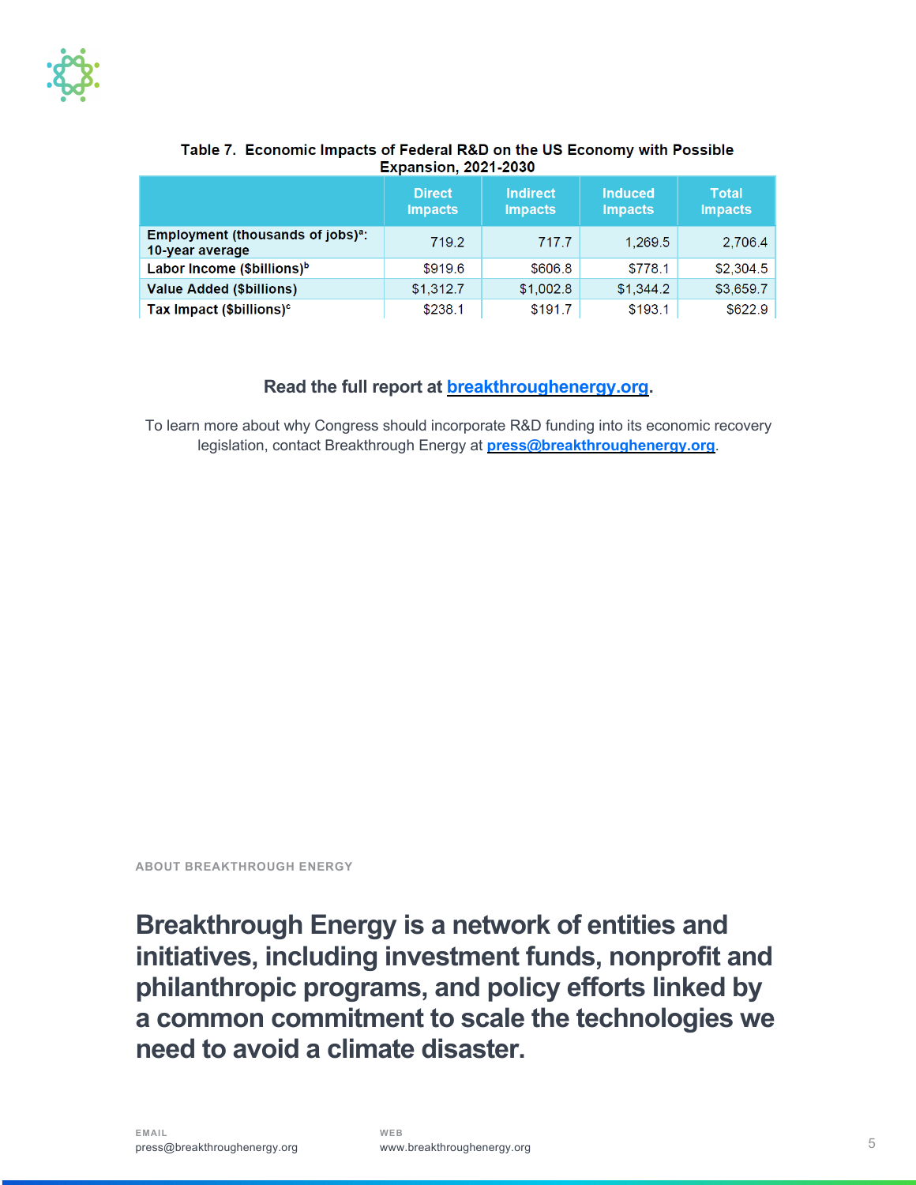Table 7. Economic Impacts of Federal R&D on the US Economy with Possible Expansion, 2021-2030

| | Direct Impacts | Indirect Impacts | Induced Impacts | Total Impacts |
|---|---|---|---|---|
| **Employment (thousands of jobs)[a]: 10-year average** | 719.2 | 717.7 | 1,269.5 | 2,706.4 |
| **Labor Income ($billions)[b]** | $919.6 | $606.8 | $778.1 | $2,304.5 |
| **Value Added ($billions)** | $1,312.7 | $1,002.8 | $1,344.2 | $3,659.7 |
| **Tax Impact ($billions)[c]** | $238.1 | $191.7 | $193.1 | $622.9 |

**Read the full report at [breakthroughenergy.org](breakthroughenergy.org).**

To learn more about why Congress should incorporate R&D funding into its economic recovery legislation, contact Breakthrough Energy at **press@breakthroughenergy.org**.

ABOUT BREAKTHROUGH ENERGY

## Breakthrough Energy is a network of entities and initiatives, including investment funds, nonprofit and philanthropic programs, and policy efforts linked by a common commitment to scale the technologies we need to avoid a climate disaster.

EMAIL
press@breakthroughenergy.org

WEB
www.breakthroughenergy.org